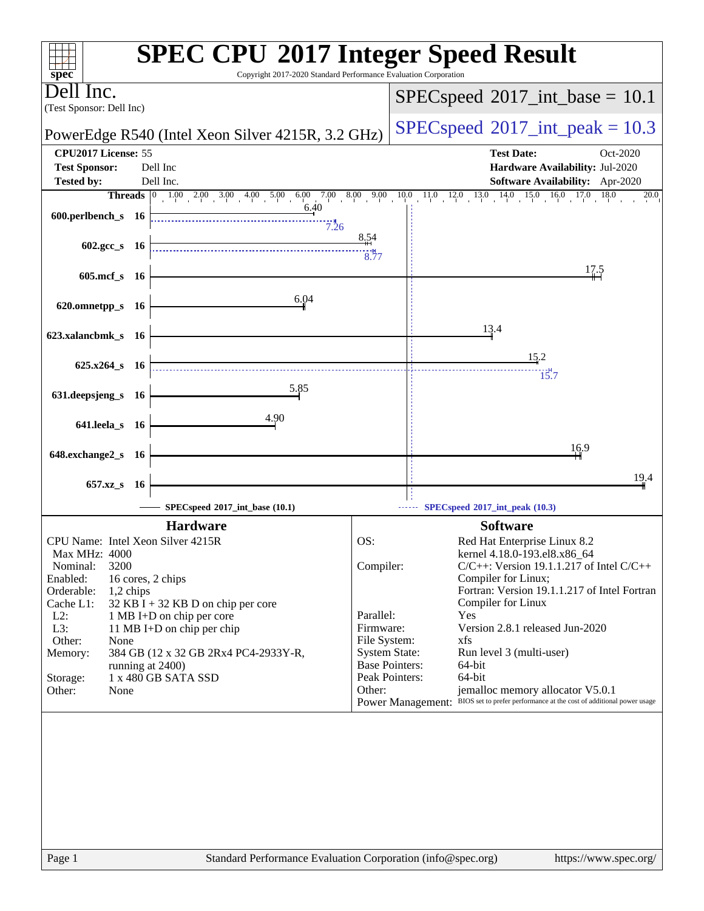# SPEC CPU 2017 Integer Speed Result

Copyright 2017-2020 Standard Performance Evaluation Corporation

**Dell Inc.**
(Test Sponsor: Dell Inc)

**PowerEdge R540 (Intel Xeon Silver 4215R, 3.2 GHz)**

**SPECspeed 2017_int_base = 10.1**

**SPECspeed 2017_int_peak = 10.3**

| | | | |
|---|---|---|---|
| **CPU2017 License:** | 55 | **Test Date:** | Oct-2020 |
| **Test Sponsor:** | Dell Inc | **Hardware Availability:** | Jul-2020 |
| **Tested by:** | Dell Inc. | **Software Availability:** | Apr-2020 |

| Benchmark | Threads | Base | Peak |
|---|---|---|---|
| 600.perlbench_s | 16 | 6.40 | 7.26 |
| 602.gcc_s | 16 | 8.54 | 8.77 |
| 605.mcf_s | 16 | 17.5 | |
| 620.omnetpp_s | 16 | 6.04 | |
| 623.xalancbmk_s | 16 | 13.4 | |
| 625.x264_s | 16 | 15.2 | 15.7 |
| 631.deepsjeng_s | 16 | 5.85 | |
| 641.leela_s | 16 | 4.90 | |
| 648.exchange2_s | 16 | 16.9 | |
| 657.xz_s | 16 | 19.4 | |

SPECspeed 2017_int_base (10.1) ------ SPECspeed 2017_int_peak (10.3)

## Hardware

| | |
|---|---|
| CPU Name: | Intel Xeon Silver 4215R |
| Max MHz: | 4000 |
| Nominal: | 3200 |
| Enabled: | 16 cores, 2 chips |
| Orderable: | 1,2 chips |
| Cache L1: | 32 KB I + 32 KB D on chip per core |
| L2: | 1 MB I+D on chip per core |
| L3: | 11 MB I+D on chip per chip |
| Other: | None |
| Memory: | 384 GB (12 x 32 GB 2Rx4 PC4-2933Y-R, running at 2400) |
| Storage: | 1 x 480 GB SATA SSD |
| Other: | None |

## Software

| | |
|---|---|
| OS: | Red Hat Enterprise Linux 8.2 kernel 4.18.0-193.el8.x86_64 |
| Compiler: | C/C++: Version 19.1.1.217 of Intel C/C++ Compiler for Linux; Fortran: Version 19.1.1.217 of Intel Fortran Compiler for Linux |
| Parallel: | Yes |
| Firmware: | Version 2.8.1 released Jun-2020 |
| File System: | xfs |
| System State: | Run level 3 (multi-user) |
| Base Pointers: | 64-bit |
| Peak Pointers: | 64-bit |
| Other: | jemalloc memory allocator V5.0.1 |
| Power Management: | BIOS set to prefer performance at the cost of additional power usage |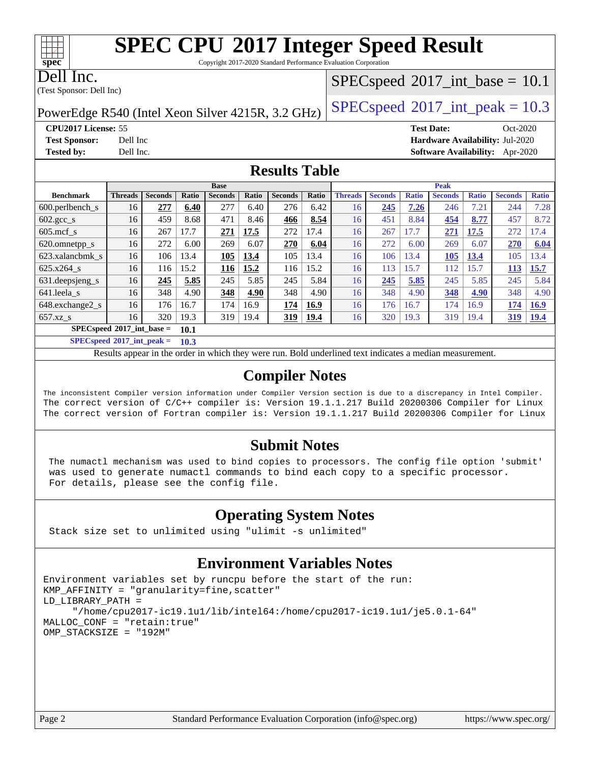# SPEC CPU 2017 Integer Speed Result

Copyright 2017-2020 Standard Performance Evaluation Corporation

**Dell Inc.**
(Test Sponsor: Dell Inc)

PowerEdge R540 (Intel Xeon Silver 4215R, 3.2 GHz)

SPECspeed 2017_int_base = 10.1

SPECspeed 2017_int_peak = 10.3

**CPU2017 License:** 55
**Test Sponsor:** Dell Inc
**Tested by:** Dell Inc.

**Test Date:** Oct-2020
**Hardware Availability:** Jul-2020
**Software Availability:** Apr-2020

## Results Table

| Benchmark | Base | | | | | | | Peak | | | | | | |
|---|---|---|---|---|---|---|---|---|---|---|---|---|---|---|
| | Threads | Seconds | Ratio | Seconds | Ratio | Seconds | Ratio | Threads | Seconds | Ratio | Seconds | Ratio | Seconds | Ratio |
| 600.perlbench_s | 16 | **277** | **6.40** | 277 | 6.40 | 276 | 6.42 | 16 | **245** | **7.26** | 246 | 7.21 | 244 | 7.28 |
| 602.gcc_s | 16 | 459 | 8.68 | 471 | 8.46 | **466** | **8.54** | 16 | 451 | 8.84 | **454** | **8.77** | 457 | 8.72 |
| 605.mcf_s | 16 | 267 | 17.7 | **271** | **17.5** | 272 | 17.4 | 16 | 267 | 17.7 | **271** | **17.5** | 272 | 17.4 |
| 620.omnetpp_s | 16 | 272 | 6.00 | 269 | 6.07 | **270** | **6.04** | 16 | 272 | 6.00 | 269 | 6.07 | **270** | **6.04** |
| 623.xalancbmk_s | 16 | 106 | 13.4 | **105** | **13.4** | 105 | 13.4 | 16 | 106 | 13.4 | **105** | **13.4** | 105 | 13.4 |
| 625.x264_s | 16 | 116 | 15.2 | **116** | **15.2** | 116 | 15.2 | 16 | 113 | 15.7 | 112 | 15.7 | **113** | **15.7** |
| 631.deepsjeng_s | 16 | **245** | **5.85** | 245 | 5.85 | 245 | 5.84 | 16 | **245** | **5.85** | 245 | 5.85 | 245 | 5.84 |
| 641.leela_s | 16 | 348 | 4.90 | **348** | **4.90** | 348 | 4.90 | 16 | 348 | 4.90 | **348** | **4.90** | 348 | 4.90 |
| 648.exchange2_s | 16 | 176 | 16.7 | 174 | 16.9 | **174** | **16.9** | 16 | 176 | 16.7 | 174 | 16.9 | **174** | **16.9** |
| 657.xz_s | 16 | 320 | 19.3 | 319 | 19.4 | **319** | **19.4** | 16 | 320 | 19.3 | 319 | 19.4 | **319** | **19.4** |

**SPECspeed 2017_int_base = 10.1**

**SPECspeed 2017_int_peak = 10.3**

Results appear in the order in which they were run. Bold underlined text indicates a median measurement.

## Compiler Notes

```
The inconsistent Compiler version information under Compiler Version section is due to a discrepancy in Intel Compiler.
The correct version of C/C++ compiler is: Version 19.1.1.217 Build 20200306 Compiler for Linux
The correct version of Fortran compiler is: Version 19.1.1.217 Build 20200306 Compiler for Linux
```

## Submit Notes

```
The numactl mechanism was used to bind copies to processors. The config file option 'submit'
was used to generate numactl commands to bind each copy to a specific processor.
For details, please see the config file.
```

## Operating System Notes

```
Stack size set to unlimited using "ulimit -s unlimited"
```

## Environment Variables Notes

```
Environment variables set by runcpu before the start of the run:
KMP_AFFINITY = "granularity=fine,scatter"
LD_LIBRARY_PATH =
     "/home/cpu2017-ic19.1u1/lib/intel64:/home/cpu2017-ic19.1u1/je5.0.1-64"
MALLOC_CONF = "retain:true"
OMP_STACKSIZE = "192M"
```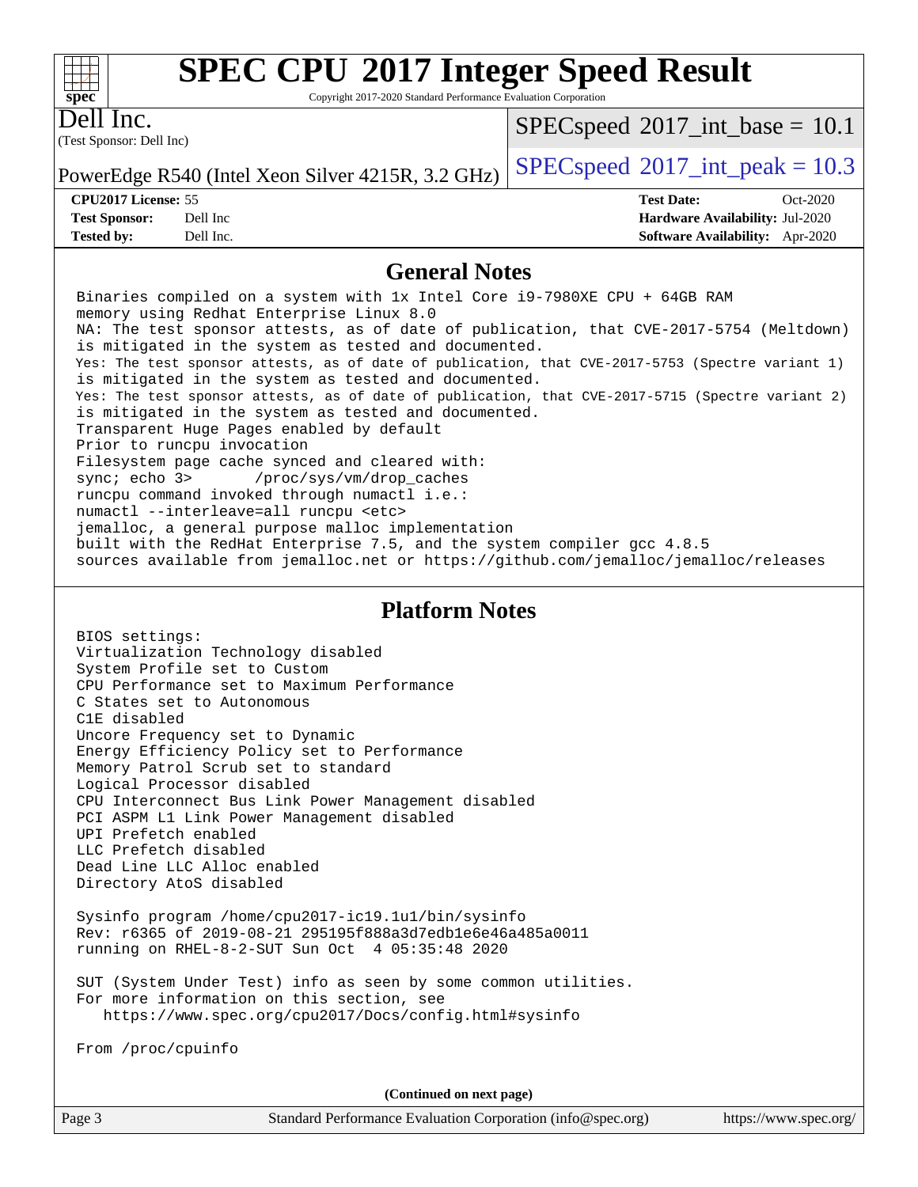# SPEC CPU 2017 Integer Speed Result

Copyright 2017-2020 Standard Performance Evaluation Corporation

**Dell Inc.**
(Test Sponsor: Dell Inc)

PowerEdge R540 (Intel Xeon Silver 4215R, 3.2 GHz)

SPECspeed 2017_int_base = 10.1

SPECspeed 2017_int_peak = 10.3

| | | | |
|---|---|---|---|
| **CPU2017 License:** | 55 | **Test Date:** | Oct-2020 |
| **Test Sponsor:** | Dell Inc | **Hardware Availability:** | Jul-2020 |
| **Tested by:** | Dell Inc. | **Software Availability:** | Apr-2020 |

## General Notes

```
Binaries compiled on a system with 1x Intel Core i9-7980XE CPU + 64GB RAM
memory using Redhat Enterprise Linux 8.0
NA: The test sponsor attests, as of date of publication, that CVE-2017-5754 (Meltdown)
is mitigated in the system as tested and documented.
Yes: The test sponsor attests, as of date of publication, that CVE-2017-5753 (Spectre variant 1)
is mitigated in the system as tested and documented.
Yes: The test sponsor attests, as of date of publication, that CVE-2017-5715 (Spectre variant 2)
is mitigated in the system as tested and documented.
Transparent Huge Pages enabled by default
Prior to runcpu invocation
Filesystem page cache synced and cleared with:
sync; echo 3>       /proc/sys/vm/drop_caches
runcpu command invoked through numactl i.e.:
numactl --interleave=all runcpu <etc>
jemalloc, a general purpose malloc implementation
built with the RedHat Enterprise 7.5, and the system compiler gcc 4.8.5
sources available from jemalloc.net or https://github.com/jemalloc/jemalloc/releases
```

## Platform Notes

```
BIOS settings:
Virtualization Technology disabled
System Profile set to Custom
CPU Performance set to Maximum Performance
C States set to Autonomous
C1E disabled
Uncore Frequency set to Dynamic
Energy Efficiency Policy set to Performance
Memory Patrol Scrub set to standard
Logical Processor disabled
CPU Interconnect Bus Link Power Management disabled
PCI ASPM L1 Link Power Management disabled
UPI Prefetch enabled
LLC Prefetch disabled
Dead Line LLC Alloc enabled
Directory AtoS disabled

Sysinfo program /home/cpu2017-ic19.1u1/bin/sysinfo
Rev: r6365 of 2019-08-21 295195f888a3d7edb1e6e46a485a0011
running on RHEL-8-2-SUT Sun Oct  4 05:35:48 2020

SUT (System Under Test) info as seen by some common utilities.
For more information on this section, see
   https://www.spec.org/cpu2017/Docs/config.html#sysinfo

From /proc/cpuinfo
```

(Continued on next page)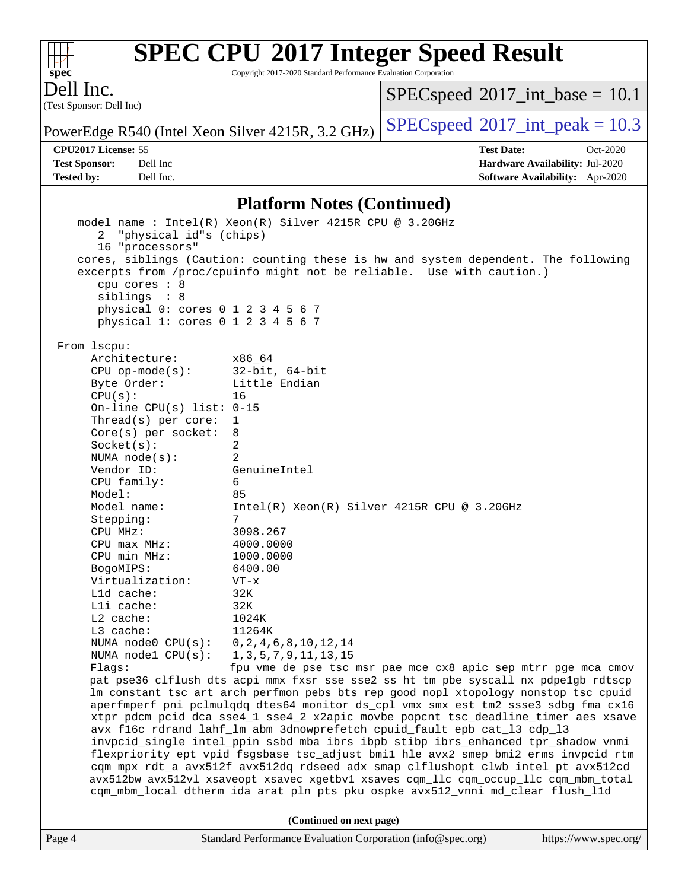## Platform Notes (Continued)

```
   model name : Intel(R) Xeon(R) Silver 4215R CPU @ 3.20GHz
      2  "physical id"s (chips)
      16 "processors"
   cores, siblings (Caution: counting these is hw and system dependent. The following
   excerpts from /proc/cpuinfo might not be reliable.  Use with caution.)
      cpu cores : 8
      siblings  : 8
      physical 0: cores 0 1 2 3 4 5 6 7
      physical 1: cores 0 1 2 3 4 5 6 7

From lscpu:
     Architecture:          x86_64
     CPU op-mode(s):        32-bit, 64-bit
     Byte Order:            Little Endian
     CPU(s):                16
     On-line CPU(s) list: 0-15
     Thread(s) per core:    1
     Core(s) per socket:    8
     Socket(s):             2
     NUMA node(s):          2
     Vendor ID:             GenuineIntel
     CPU family:            6
     Model:                 85
     Model name:            Intel(R) Xeon(R) Silver 4215R CPU @ 3.20GHz
     Stepping:              7
     CPU MHz:               3098.267
     CPU max MHz:           4000.0000
     CPU min MHz:           1000.0000
     BogoMIPS:              6400.00
     Virtualization:        VT-x
     L1d cache:             32K
     L1i cache:             32K
     L2 cache:              1024K
     L3 cache:              11264K
     NUMA node0 CPU(s):     0,2,4,6,8,10,12,14
     NUMA node1 CPU(s):     1,3,5,7,9,11,13,15
     Flags:                 fpu vme de pse tsc msr pae mce cx8 apic sep mtrr pge mca cmov
     pat pse36 clflush dts acpi mmx fxsr sse sse2 ss ht tm pbe syscall nx pdpe1gb rdtscp
     lm constant_tsc art arch_perfmon pebs bts rep_good nopl xtopology nonstop_tsc cpuid
     aperfmperf pni pclmulqdq dtes64 monitor ds_cpl vmx smx est tm2 ssse3 sdbg fma cx16
     xtpr pdcm pcid dca sse4_1 sse4_2 x2apic movbe popcnt tsc_deadline_timer aes xsave
     avx f16c rdrand lahf_lm abm 3dnowprefetch cpuid_fault epb cat_l3 cdp_l3
     invpcid_single intel_ppin ssbd mba ibrs ibpb stibp ibrs_enhanced tpr_shadow vnmi
     flexpriority ept vpid fsgsbase tsc_adjust bmi1 hle avx2 smep bmi2 erms invpcid rtm
     cqm mpx rdt_a avx512f avx512dq rdseed adx smap clflushopt clwb intel_pt avx512cd
     avx512bw avx512vl xsaveopt xsavec xgetbv1 xsaves cqm_llc cqm_occup_llc cqm_mbm_total
     cqm_mbm_local dtherm ida arat pln pts pku ospke avx512_vnni md_clear flush_l1d
```

(Continued on next page)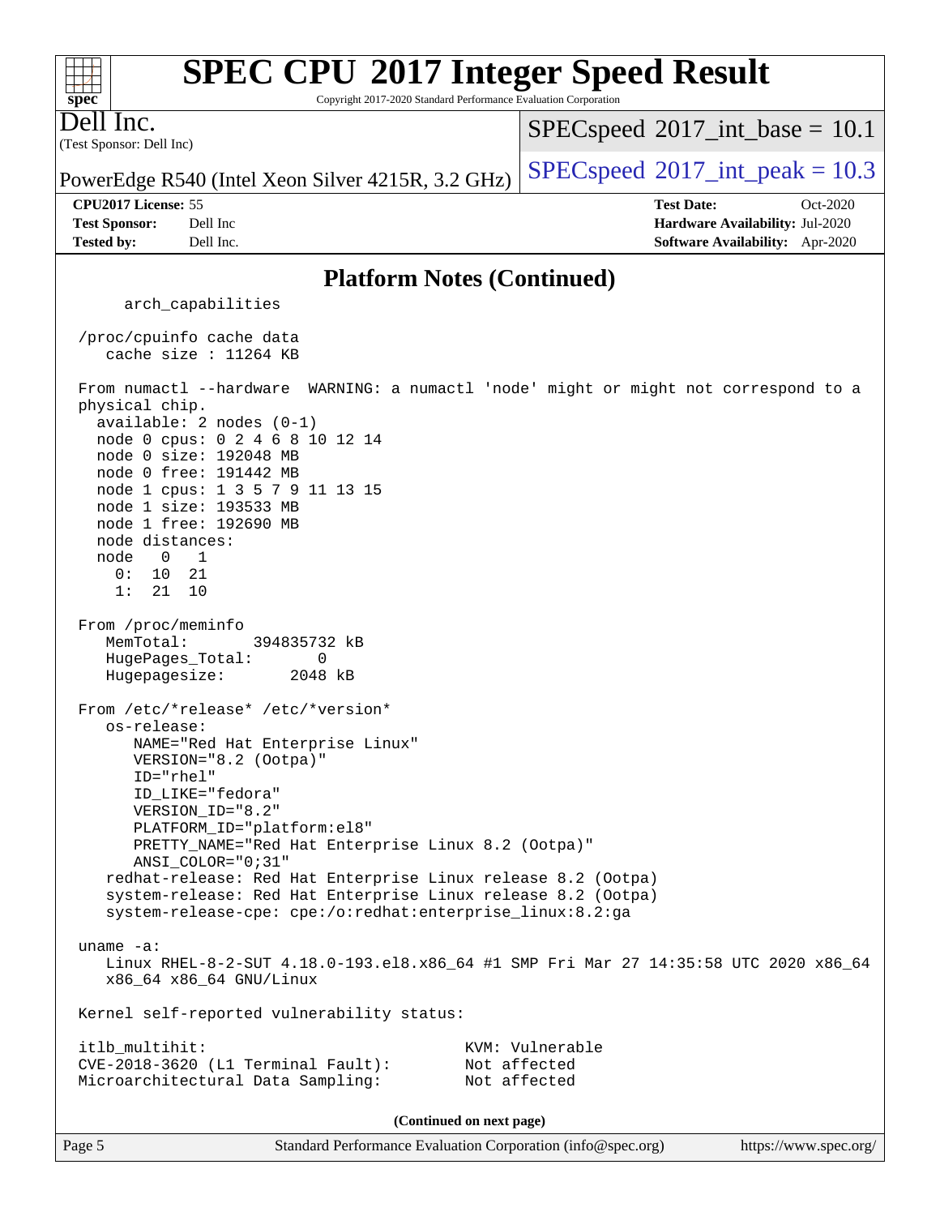## Platform Notes (Continued)

```
      arch_capabilities

  /proc/cpuinfo cache data
     cache size : 11264 KB

  From numactl --hardware  WARNING: a numactl 'node' might or might not correspond to a
  physical chip.
    available: 2 nodes (0-1)
    node 0 cpus: 0 2 4 6 8 10 12 14
    node 0 size: 192048 MB
    node 0 free: 191442 MB
    node 1 cpus: 1 3 5 7 9 11 13 15
    node 1 size: 193533 MB
    node 1 free: 192690 MB
    node distances:
    node   0   1
      0:  10  21
      1:  21  10

  From /proc/meminfo
     MemTotal:       394835732 kB
     HugePages_Total:       0
     Hugepagesize:       2048 kB

  From /etc/*release* /etc/*version*
     os-release:
        NAME="Red Hat Enterprise Linux"
        VERSION="8.2 (Ootpa)"
        ID="rhel"
        ID_LIKE="fedora"
        VERSION_ID="8.2"
        PLATFORM_ID="platform:el8"
        PRETTY_NAME="Red Hat Enterprise Linux 8.2 (Ootpa)"
        ANSI_COLOR="0;31"
     redhat-release: Red Hat Enterprise Linux release 8.2 (Ootpa)
     system-release: Red Hat Enterprise Linux release 8.2 (Ootpa)
     system-release-cpe: cpe:/o:redhat:enterprise_linux:8.2:ga

  uname -a:
     Linux RHEL-8-2-SUT 4.18.0-193.el8.x86_64 #1 SMP Fri Mar 27 14:35:58 UTC 2020 x86_64
     x86_64 x86_64 GNU/Linux

  Kernel self-reported vulnerability status:

  itlb_multihit:                                   KVM: Vulnerable
  CVE-2018-3620 (L1 Terminal Fault):               Not affected
  Microarchitectural Data Sampling:                Not affected
```

(Continued on next page)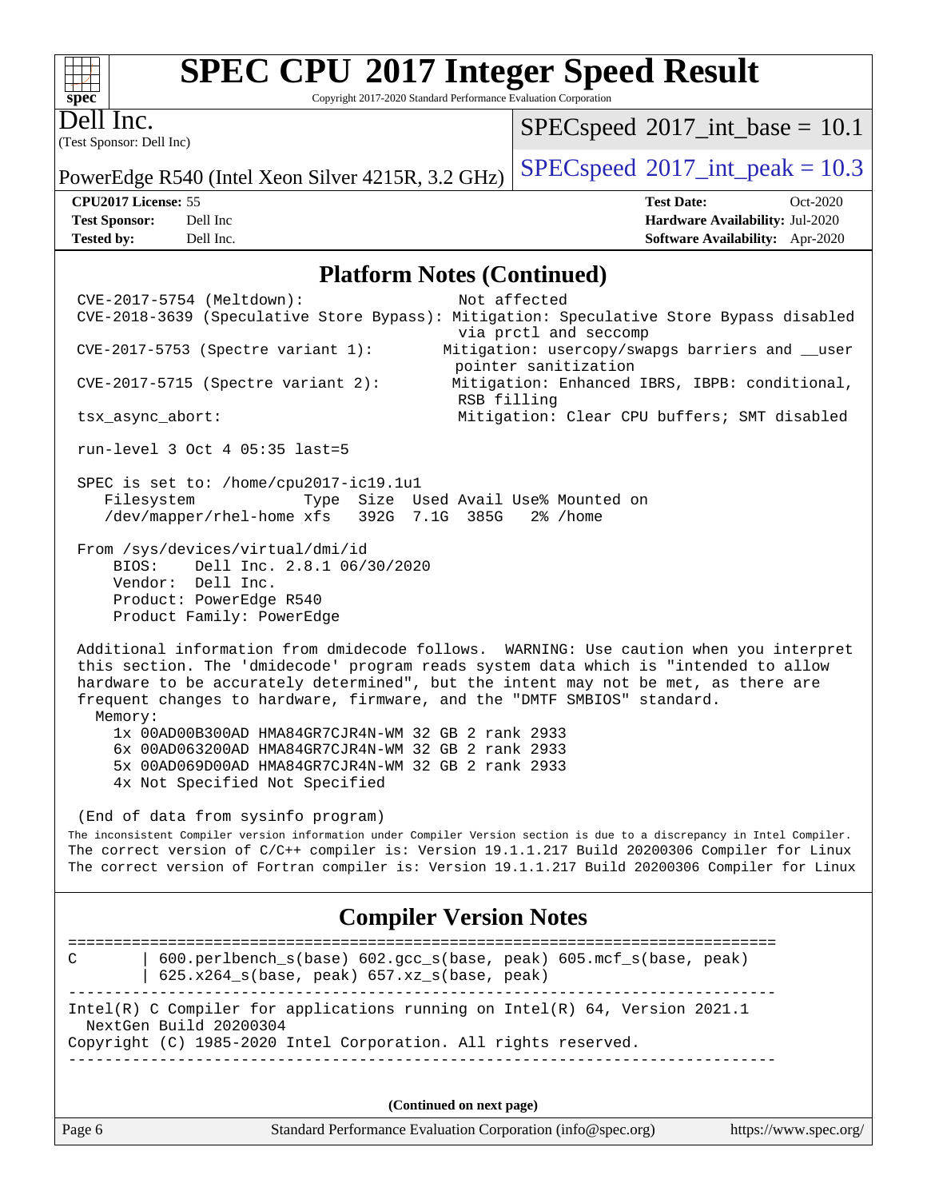## Platform Notes (Continued)

```
CVE-2017-5754 (Meltdown):                    Not affected
CVE-2018-3639 (Speculative Store Bypass): Mitigation: Speculative Store Bypass disabled
                                             via prctl and seccomp
CVE-2017-5753 (Spectre variant 1):          Mitigation: usercopy/swapgs barriers and __user
                                             pointer sanitization
CVE-2017-5715 (Spectre variant 2):          Mitigation: Enhanced IBRS, IBPB: conditional,
                                             RSB filling
tsx_async_abort:                             Mitigation: Clear CPU buffers; SMT disabled

run-level 3 Oct 4 05:35 last=5

SPEC is set to: /home/cpu2017-ic19.1u1
   Filesystem             Type  Size  Used Avail Use% Mounted on
   /dev/mapper/rhel-home xfs   392G  7.1G  385G   2% /home

From /sys/devices/virtual/dmi/id
    BIOS:    Dell Inc. 2.8.1 06/30/2020
    Vendor:  Dell Inc.
    Product: PowerEdge R540
    Product Family: PowerEdge

Additional information from dmidecode follows.  WARNING: Use caution when you interpret
this section. The 'dmidecode' program reads system data which is "intended to allow
hardware to be accurately determined", but the intent may not be met, as there are
frequent changes to hardware, firmware, and the "DMTF SMBIOS" standard.
  Memory:
    1x 00AD00B300AD HMA84GR7CJR4N-WM 32 GB 2 rank 2933
    6x 00AD063200AD HMA84GR7CJR4N-WM 32 GB 2 rank 2933
    5x 00AD069D00AD HMA84GR7CJR4N-WM 32 GB 2 rank 2933
    4x Not Specified Not Specified

(End of data from sysinfo program)
```

The inconsistent Compiler version information under Compiler Version section is due to a discrepancy in Intel Compiler.
The correct version of C/C++ compiler is: Version 19.1.1.217 Build 20200306 Compiler for Linux
The correct version of Fortran compiler is: Version 19.1.1.217 Build 20200306 Compiler for Linux

## Compiler Version Notes

```
==============================================================================
C        | 600.perlbench_s(base) 602.gcc_s(base, peak) 605.mcf_s(base, peak)
         | 625.x264_s(base, peak) 657.xz_s(base, peak)
------------------------------------------------------------------------------
Intel(R) C Compiler for applications running on Intel(R) 64, Version 2021.1
  NextGen Build 20200304
Copyright (C) 1985-2020 Intel Corporation. All rights reserved.
------------------------------------------------------------------------------
```

(Continued on next page)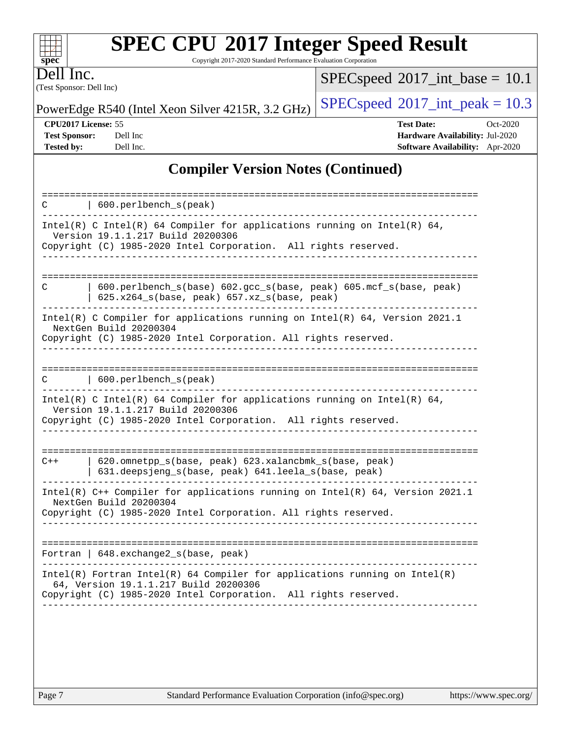# SPEC CPU 2017 Integer Speed Result

Copyright 2017-2020 Standard Performance Evaluation Corporation

**Dell Inc.**
(Test Sponsor: Dell Inc)

PowerEdge R540 (Intel Xeon Silver 4215R, 3.2 GHz)

SPECspeed 2017_int_base = 10.1

SPECspeed 2017_int_peak = 10.3

| | | | |
|---|---|---|---|
| **CPU2017 License:** | 55 | **Test Date:** | Oct-2020 |
| **Test Sponsor:** | Dell Inc | **Hardware Availability:** | Jul-2020 |
| **Tested by:** | Dell Inc. | **Software Availability:** | Apr-2020 |

## Compiler Version Notes (Continued)

```
==============================================================================
C       | 600.perlbench_s(peak)
------------------------------------------------------------------------------
Intel(R) C Intel(R) 64 Compiler for applications running on Intel(R) 64,
  Version 19.1.1.217 Build 20200306
Copyright (C) 1985-2020 Intel Corporation.  All rights reserved.
------------------------------------------------------------------------------

==============================================================================
C       | 600.perlbench_s(base) 602.gcc_s(base, peak) 605.mcf_s(base, peak)
        | 625.x264_s(base, peak) 657.xz_s(base, peak)
------------------------------------------------------------------------------
Intel(R) C Compiler for applications running on Intel(R) 64, Version 2021.1
  NextGen Build 20200304
Copyright (C) 1985-2020 Intel Corporation. All rights reserved.
------------------------------------------------------------------------------

==============================================================================
C       | 600.perlbench_s(peak)
------------------------------------------------------------------------------
Intel(R) C Intel(R) 64 Compiler for applications running on Intel(R) 64,
  Version 19.1.1.217 Build 20200306
Copyright (C) 1985-2020 Intel Corporation.  All rights reserved.
------------------------------------------------------------------------------

==============================================================================
C++     | 620.omnetpp_s(base, peak) 623.xalancbmk_s(base, peak)
        | 631.deepsjeng_s(base, peak) 641.leela_s(base, peak)
------------------------------------------------------------------------------
Intel(R) C++ Compiler for applications running on Intel(R) 64, Version 2021.1
  NextGen Build 20200304
Copyright (C) 1985-2020 Intel Corporation. All rights reserved.
------------------------------------------------------------------------------

==============================================================================
Fortran | 648.exchange2_s(base, peak)
------------------------------------------------------------------------------
Intel(R) Fortran Intel(R) 64 Compiler for applications running on Intel(R)
  64, Version 19.1.1.217 Build 20200306
Copyright (C) 1985-2020 Intel Corporation.  All rights reserved.
------------------------------------------------------------------------------
```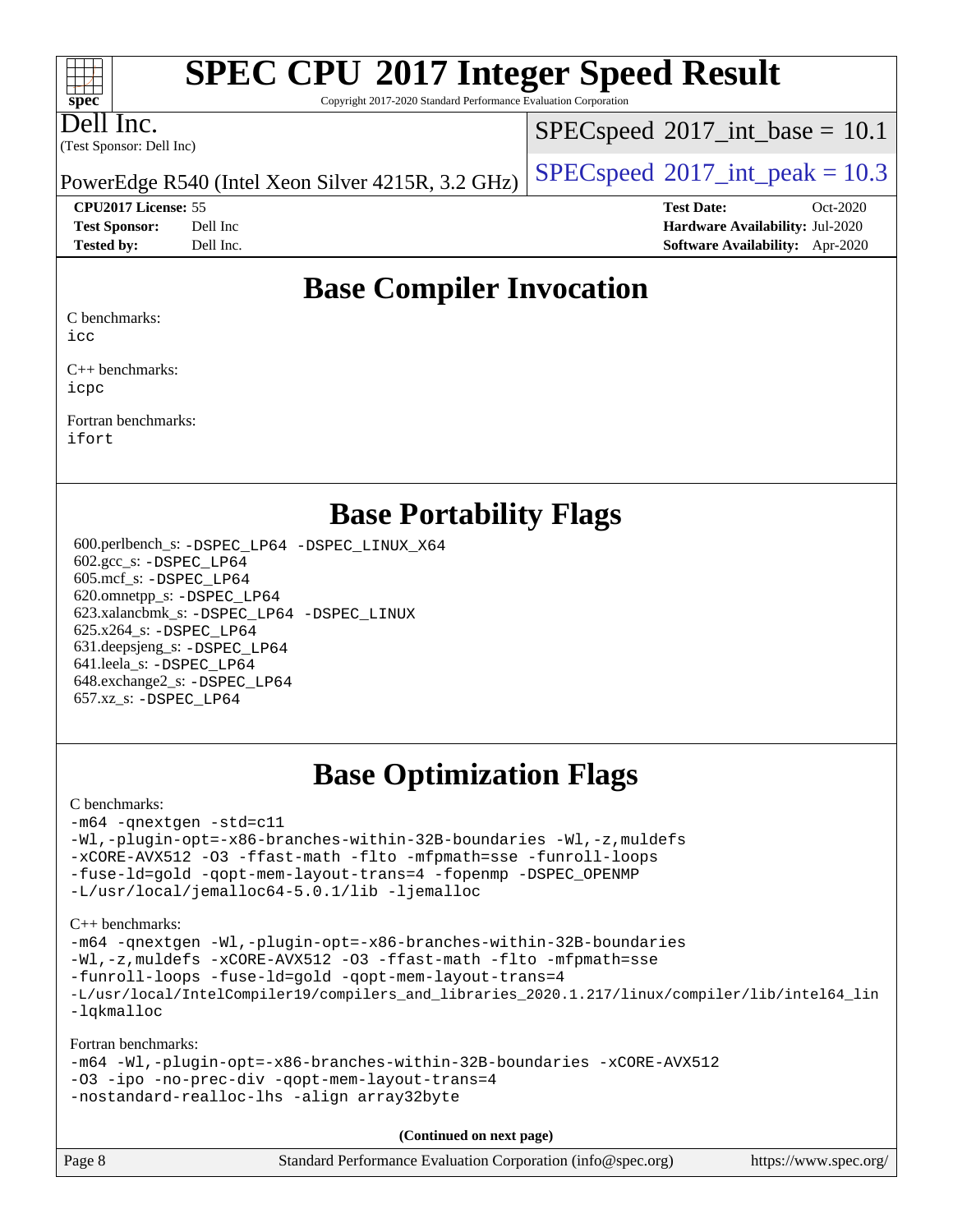# SPEC CPU 2017 Integer Speed Result

Copyright 2017-2020 Standard Performance Evaluation Corporation

**Dell Inc.**
(Test Sponsor: Dell Inc)

PowerEdge R540 (Intel Xeon Silver 4215R, 3.2 GHz)

SPECspeed 2017_int_base = 10.1
SPECspeed 2017_int_peak = 10.3

**CPU2017 License:** 55
**Test Sponsor:** Dell Inc
**Tested by:** Dell Inc.

**Test Date:** Oct-2020
**Hardware Availability:** Jul-2020
**Software Availability:** Apr-2020

## Base Compiler Invocation

C benchmarks:
`icc`

C++ benchmarks:
`icpc`

Fortran benchmarks:
`ifort`

## Base Portability Flags

600.perlbench_s: `-DSPEC_LP64 -DSPEC_LINUX_X64`
602.gcc_s: `-DSPEC_LP64`
605.mcf_s: `-DSPEC_LP64`
620.omnetpp_s: `-DSPEC_LP64`
623.xalancbmk_s: `-DSPEC_LP64 -DSPEC_LINUX`
625.x264_s: `-DSPEC_LP64`
631.deepsjeng_s: `-DSPEC_LP64`
641.leela_s: `-DSPEC_LP64`
648.exchange2_s: `-DSPEC_LP64`
657.xz_s: `-DSPEC_LP64`

## Base Optimization Flags

C benchmarks:
```
-m64 -qnextgen -std=c11
-Wl,-plugin-opt=-x86-branches-within-32B-boundaries -Wl,-z,muldefs
-xCORE-AVX512 -O3 -ffast-math -flto -mfpmath=sse -funroll-loops
-fuse-ld=gold -qopt-mem-layout-trans=4 -fopenmp -DSPEC_OPENMP
-L/usr/local/jemalloc64-5.0.1/lib -ljemalloc
```

C++ benchmarks:
```
-m64 -qnextgen -Wl,-plugin-opt=-x86-branches-within-32B-boundaries
-Wl,-z,muldefs -xCORE-AVX512 -O3 -ffast-math -flto -mfpmath=sse
-funroll-loops -fuse-ld=gold -qopt-mem-layout-trans=4
-L/usr/local/IntelCompiler19/compilers_and_libraries_2020.1.217/linux/compiler/lib/intel64_lin
-lqkmalloc
```

Fortran benchmarks:
```
-m64 -Wl,-plugin-opt=-x86-branches-within-32B-boundaries -xCORE-AVX512
-O3 -ipo -no-prec-div -qopt-mem-layout-trans=4
-nostandard-realloc-lhs -align array32byte
```

**(Continued on next page)**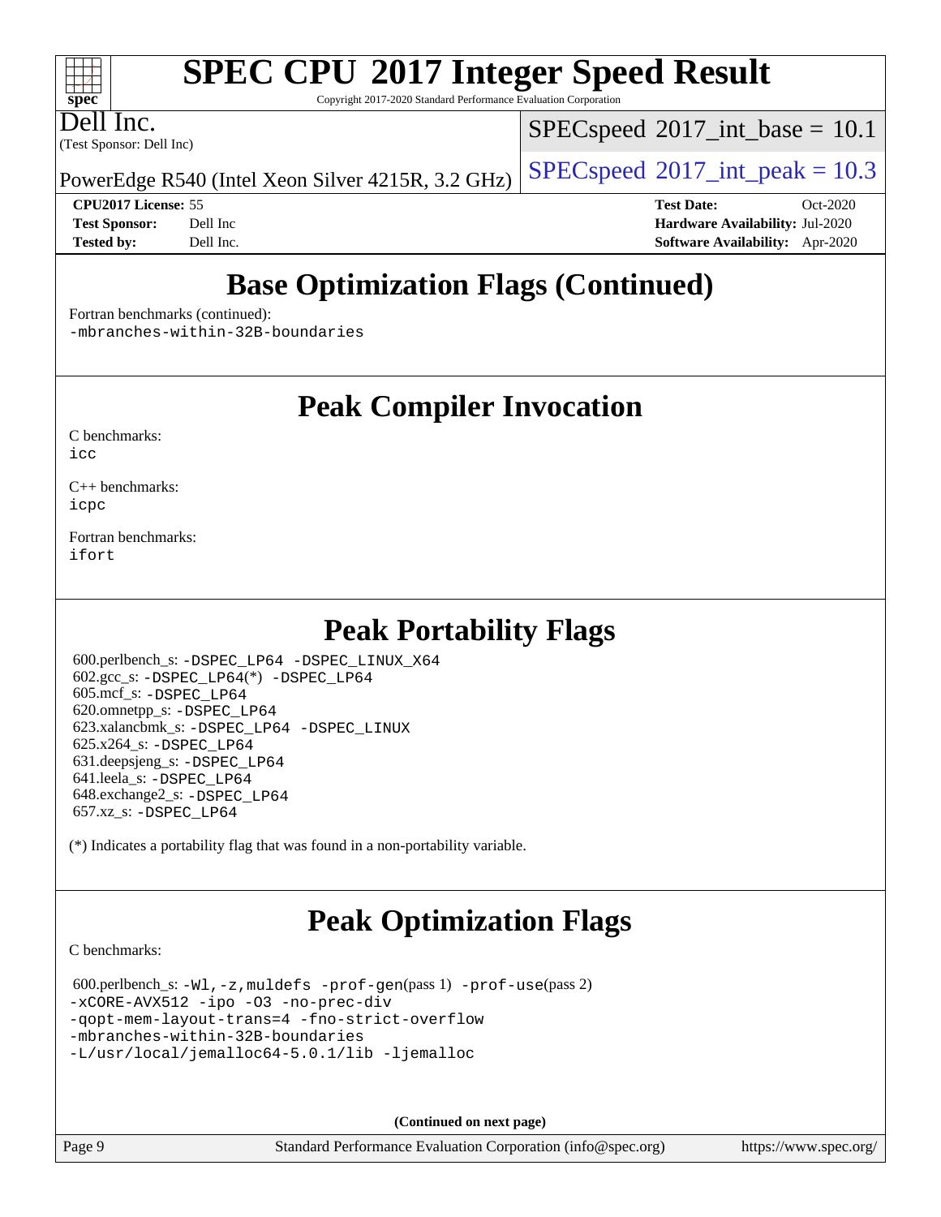# SPEC CPU 2017 Integer Speed Result

Copyright 2017-2020 Standard Performance Evaluation Corporation

**Dell Inc.**
(Test Sponsor: Dell Inc)

PowerEdge R540 (Intel Xeon Silver 4215R, 3.2 GHz)

SPECspeed 2017_int_base = 10.1

SPECspeed 2017_int_peak = 10.3

**CPU2017 License:** 55
**Test Sponsor:** Dell Inc
**Tested by:** Dell Inc.

**Test Date:** Oct-2020
**Hardware Availability:** Jul-2020
**Software Availability:** Apr-2020

## Base Optimization Flags (Continued)

Fortran benchmarks (continued):
-mbranches-within-32B-boundaries

## Peak Compiler Invocation

C benchmarks:
icc

C++ benchmarks:
icpc

Fortran benchmarks:
ifort

## Peak Portability Flags

600.perlbench_s: -DSPEC_LP64 -DSPEC_LINUX_X64
602.gcc_s: -DSPEC_LP64(*) -DSPEC_LP64
605.mcf_s: -DSPEC_LP64
620.omnetpp_s: -DSPEC_LP64
623.xalancbmk_s: -DSPEC_LP64 -DSPEC_LINUX
625.x264_s: -DSPEC_LP64
631.deepsjeng_s: -DSPEC_LP64
641.leela_s: -DSPEC_LP64
648.exchange2_s: -DSPEC_LP64
657.xz_s: -DSPEC_LP64

(*) Indicates a portability flag that was found in a non-portability variable.

## Peak Optimization Flags

C benchmarks:

600.perlbench_s: -Wl,-z,muldefs -prof-gen(pass 1) -prof-use(pass 2)
-xCORE-AVX512 -ipo -O3 -no-prec-div
-qopt-mem-layout-trans=4 -fno-strict-overflow
-mbranches-within-32B-boundaries
-L/usr/local/jemalloc64-5.0.1/lib -ljemalloc

(Continued on next page)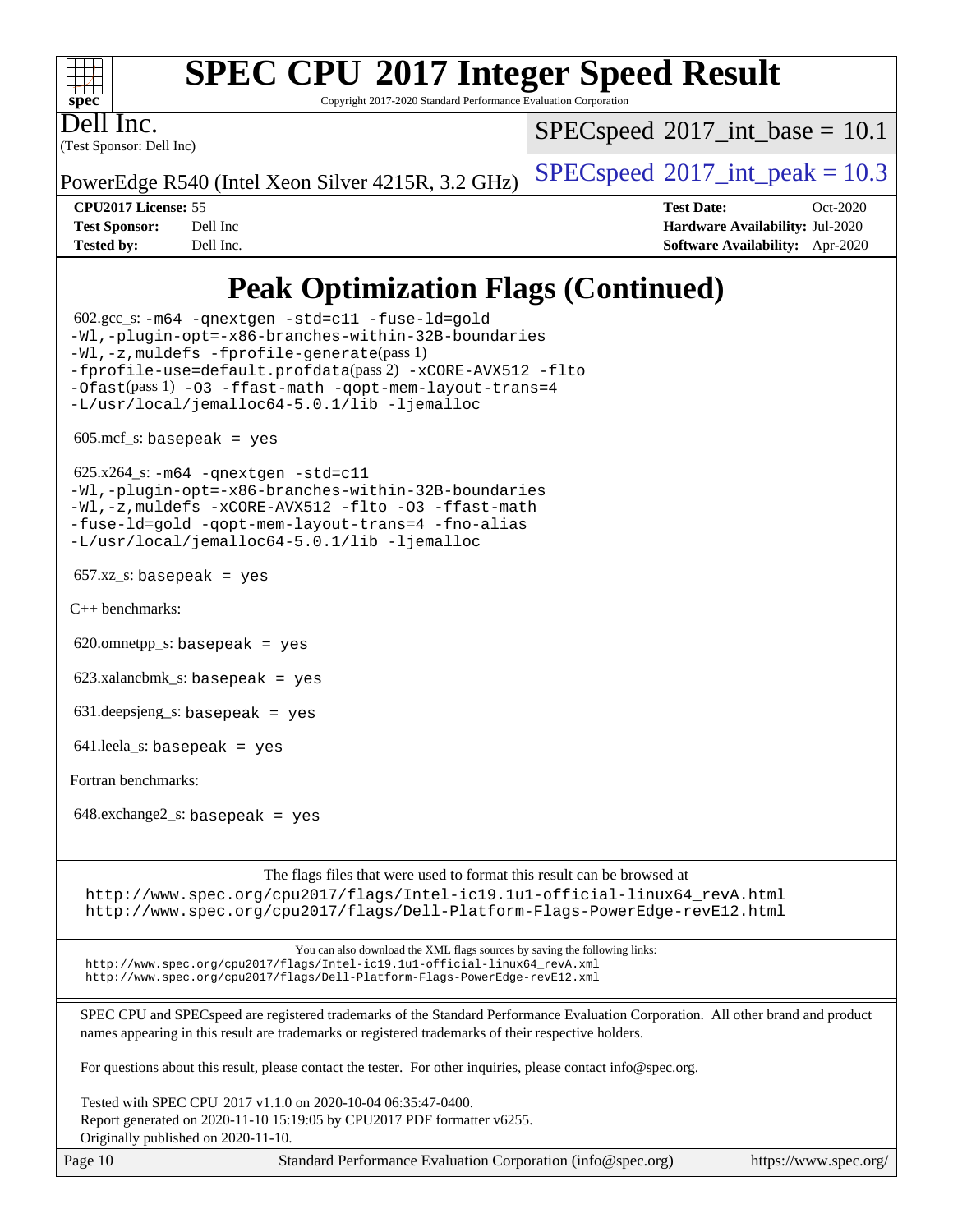# SPEC CPU 2017 Integer Speed Result

Copyright 2017-2020 Standard Performance Evaluation Corporation

Dell Inc.
(Test Sponsor: Dell Inc)

SPECspeed 2017_int_base = 10.1

PowerEdge R540 (Intel Xeon Silver 4215R, 3.2 GHz)

SPECspeed 2017_int_peak = 10.3

**CPU2017 License:** 55
**Test Sponsor:** Dell Inc
**Tested by:** Dell Inc.

**Test Date:** Oct-2020
**Hardware Availability:** Jul-2020
**Software Availability:** Apr-2020

## Peak Optimization Flags (Continued)

602.gcc_s: -m64 -qnextgen -std=c11 -fuse-ld=gold -Wl,-plugin-opt=-x86-branches-within-32B-boundaries -Wl,-z,muldefs -fprofile-generate(pass 1) -fprofile-use=default.profdata(pass 2) -xCORE-AVX512 -flto -Ofast(pass 1) -O3 -ffast-math -qopt-mem-layout-trans=4 -L/usr/local/jemalloc64-5.0.1/lib -ljemalloc

605.mcf_s: basepeak = yes

625.x264_s: -m64 -qnextgen -std=c11 -Wl,-plugin-opt=-x86-branches-within-32B-boundaries -Wl,-z,muldefs -xCORE-AVX512 -flto -O3 -ffast-math -fuse-ld=gold -qopt-mem-layout-trans=4 -fno-alias -L/usr/local/jemalloc64-5.0.1/lib -ljemalloc

657.xz_s: basepeak = yes

C++ benchmarks:

620.omnetpp_s: basepeak = yes

623.xalancbmk_s: basepeak = yes

631.deepsjeng_s: basepeak = yes

641.leela_s: basepeak = yes

Fortran benchmarks:

648.exchange2_s: basepeak = yes

The flags files that were used to format this result can be browsed at
http://www.spec.org/cpu2017/flags/Intel-ic19.1u1-official-linux64_revA.html
http://www.spec.org/cpu2017/flags/Dell-Platform-Flags-PowerEdge-revE12.html

You can also download the XML flags sources by saving the following links:
http://www.spec.org/cpu2017/flags/Intel-ic19.1u1-official-linux64_revA.xml
http://www.spec.org/cpu2017/flags/Dell-Platform-Flags-PowerEdge-revE12.xml

SPEC CPU and SPECspeed are registered trademarks of the Standard Performance Evaluation Corporation. All other brand and product names appearing in this result are trademarks or registered trademarks of their respective holders.

For questions about this result, please contact the tester. For other inquiries, please contact info@spec.org.

Tested with SPEC CPU 2017 v1.1.0 on 2020-10-04 06:35:47-0400.
Report generated on 2020-11-10 15:19:05 by CPU2017 PDF formatter v6255.
Originally published on 2020-11-10.